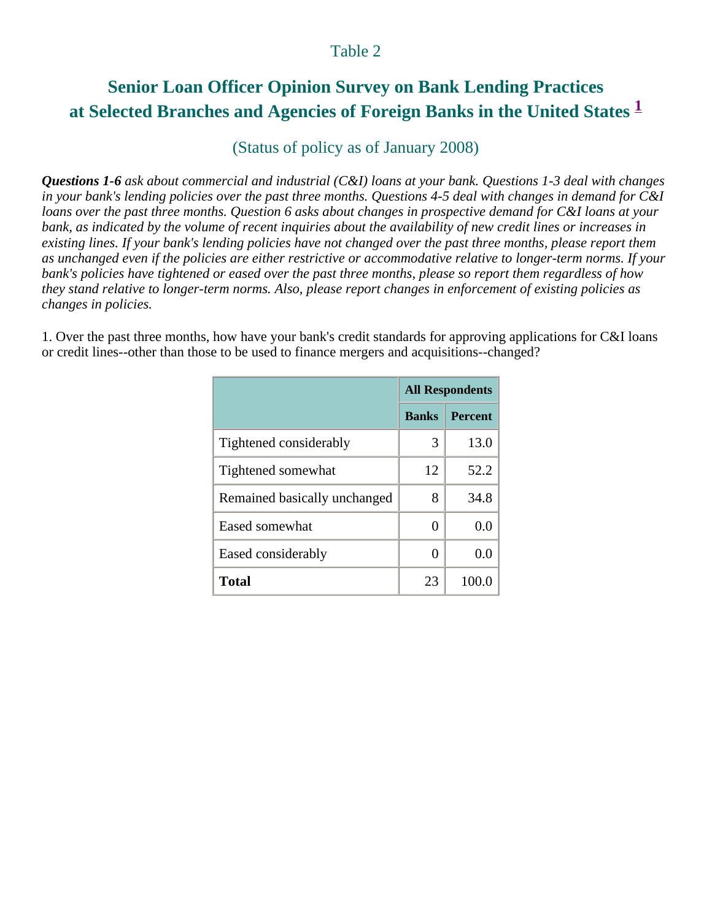Table 2

## Senior Loan Officer Opinion Survey on Bank Lending Practices at Selected Branches and Agencies of Foreign Banks in the United States [1]

(Status of policy as of January 2008)

***Questions 1-6*** *ask about commercial and industrial (C&I) loans at your bank. Questions 1-3 deal with changes in your bank's lending policies over the past three months. Questions 4-5 deal with changes in demand for C&I loans over the past three months. Question 6 asks about changes in prospective demand for C&I loans at your bank, as indicated by the volume of recent inquiries about the availability of new credit lines or increases in existing lines. If your bank's lending policies have not changed over the past three months, please report them as unchanged even if the policies are either restrictive or accommodative relative to longer-term norms. If your bank's policies have tightened or eased over the past three months, please so report them regardless of how they stand relative to longer-term norms. Also, please report changes in enforcement of existing policies as changes in policies.*

1. Over the past three months, how have your bank's credit standards for approving applications for C&I loans or credit lines--other than those to be used to finance mergers and acquisitions--changed?

| | All Respondents | |
|---|---|---|
| | **Banks** | **Percent** |
| Tightened considerably | 3 | 13.0 |
| Tightened somewhat | 12 | 52.2 |
| Remained basically unchanged | 8 | 34.8 |
| Eased somewhat | 0 | 0.0 |
| Eased considerably | 0 | 0.0 |
| **Total** | 23 | 100.0 |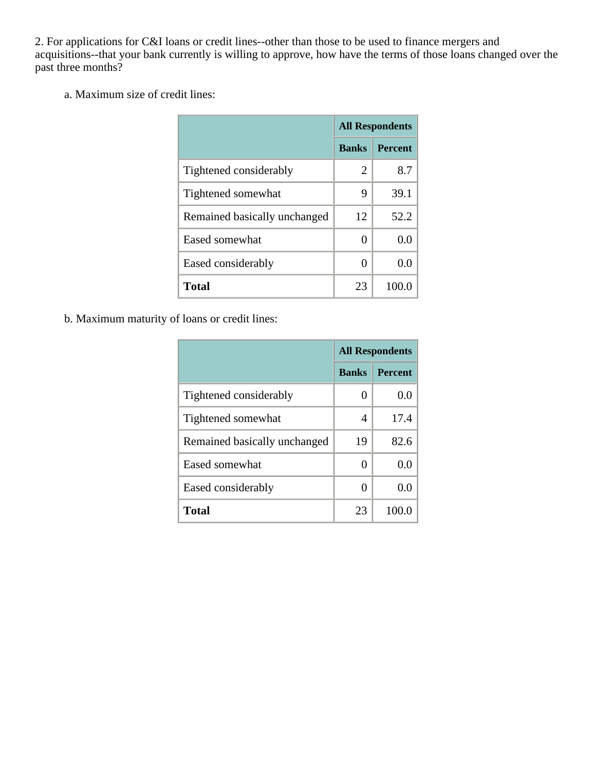2. For applications for C&I loans or credit lines--other than those to be used to finance mergers and acquisitions--that your bank currently is willing to approve, how have the terms of those loans changed over the past three months?

a. Maximum size of credit lines:

| | All Respondents | |
|---|---|---|
| | **Banks** | **Percent** |
| Tightened considerably | 2 | 8.7 |
| Tightened somewhat | 9 | 39.1 |
| Remained basically unchanged | 12 | 52.2 |
| Eased somewhat | 0 | 0.0 |
| Eased considerably | 0 | 0.0 |
| **Total** | 23 | 100.0 |

b. Maximum maturity of loans or credit lines:

| | All Respondents | |
|---|---|---|
| | **Banks** | **Percent** |
| Tightened considerably | 0 | 0.0 |
| Tightened somewhat | 4 | 17.4 |
| Remained basically unchanged | 19 | 82.6 |
| Eased somewhat | 0 | 0.0 |
| Eased considerably | 0 | 0.0 |
| **Total** | 23 | 100.0 |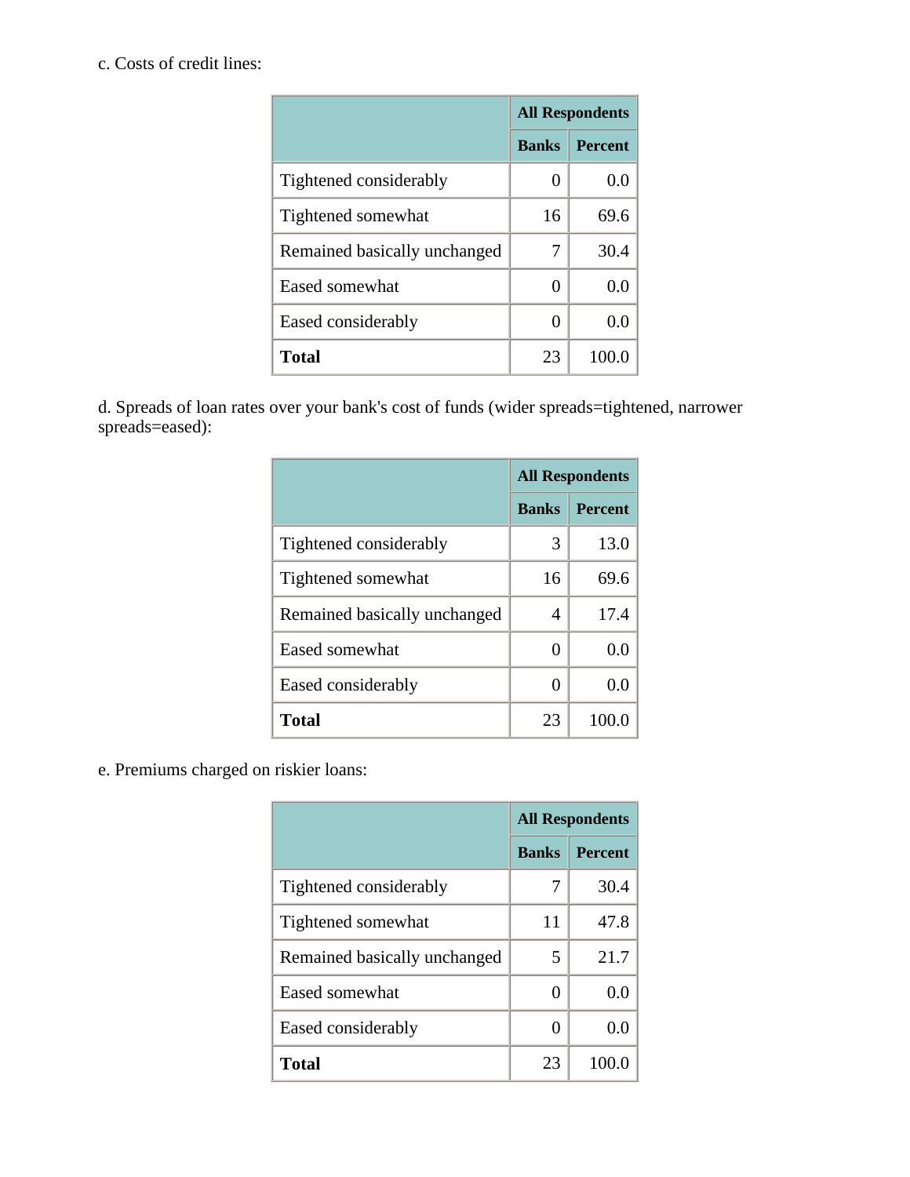c. Costs of credit lines:

| | All Respondents | |
|---|---|---|
| | Banks | Percent |
| Tightened considerably | 0 | 0.0 |
| Tightened somewhat | 16 | 69.6 |
| Remained basically unchanged | 7 | 30.4 |
| Eased somewhat | 0 | 0.0 |
| Eased considerably | 0 | 0.0 |
| **Total** | 23 | 100.0 |

d. Spreads of loan rates over your bank's cost of funds (wider spreads=tightened, narrower spreads=eased):

| | All Respondents | |
|---|---|---|
| | Banks | Percent |
| Tightened considerably | 3 | 13.0 |
| Tightened somewhat | 16 | 69.6 |
| Remained basically unchanged | 4 | 17.4 |
| Eased somewhat | 0 | 0.0 |
| Eased considerably | 0 | 0.0 |
| **Total** | 23 | 100.0 |

e. Premiums charged on riskier loans:

| | All Respondents | |
|---|---|---|
| | Banks | Percent |
| Tightened considerably | 7 | 30.4 |
| Tightened somewhat | 11 | 47.8 |
| Remained basically unchanged | 5 | 21.7 |
| Eased somewhat | 0 | 0.0 |
| Eased considerably | 0 | 0.0 |
| **Total** | 23 | 100.0 |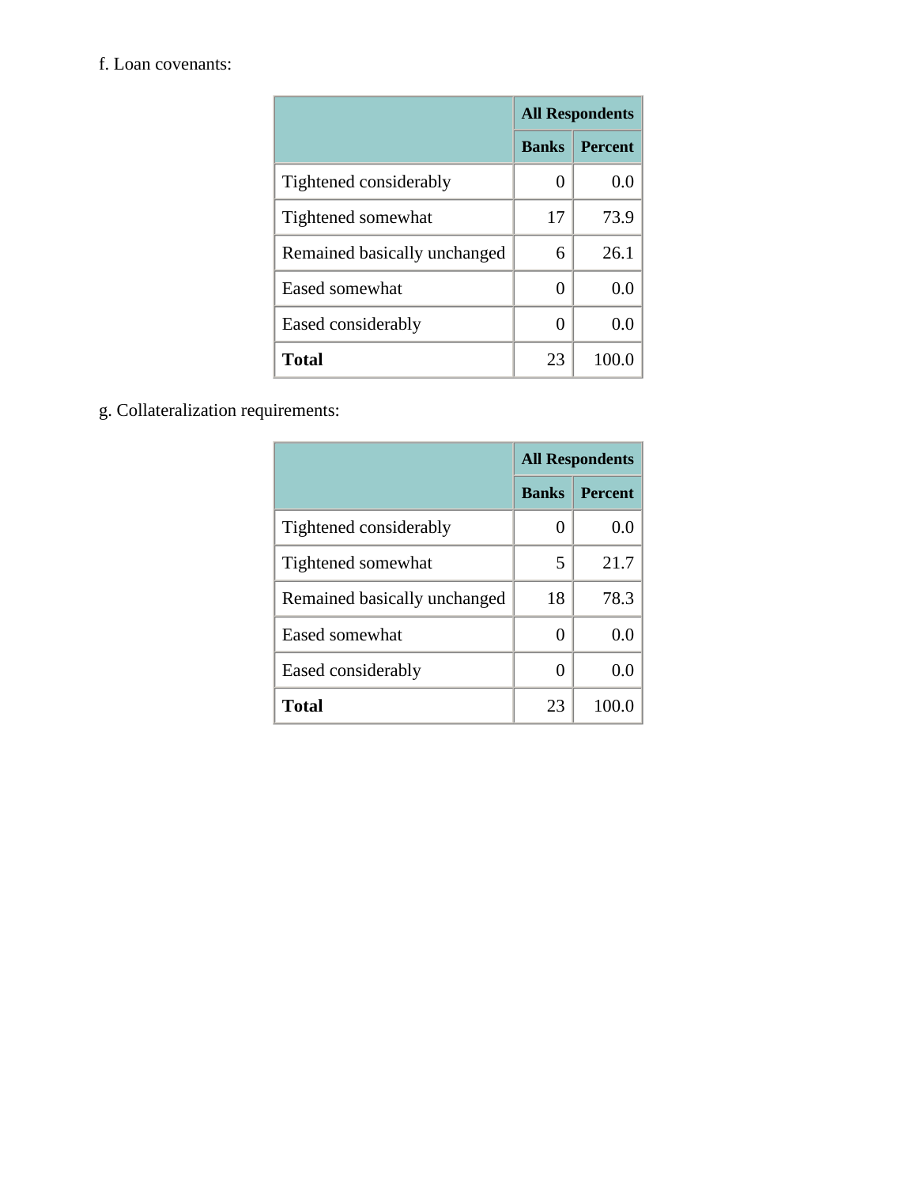f. Loan covenants:

| | All Respondents | |
|---|---|---|
| | **Banks** | **Percent** |
| Tightened considerably | 0 | 0.0 |
| Tightened somewhat | 17 | 73.9 |
| Remained basically unchanged | 6 | 26.1 |
| Eased somewhat | 0 | 0.0 |
| Eased considerably | 0 | 0.0 |
| **Total** | 23 | 100.0 |

g. Collateralization requirements:

| | All Respondents | |
|---|---|---|
| | **Banks** | **Percent** |
| Tightened considerably | 0 | 0.0 |
| Tightened somewhat | 5 | 21.7 |
| Remained basically unchanged | 18 | 78.3 |
| Eased somewhat | 0 | 0.0 |
| Eased considerably | 0 | 0.0 |
| **Total** | 23 | 100.0 |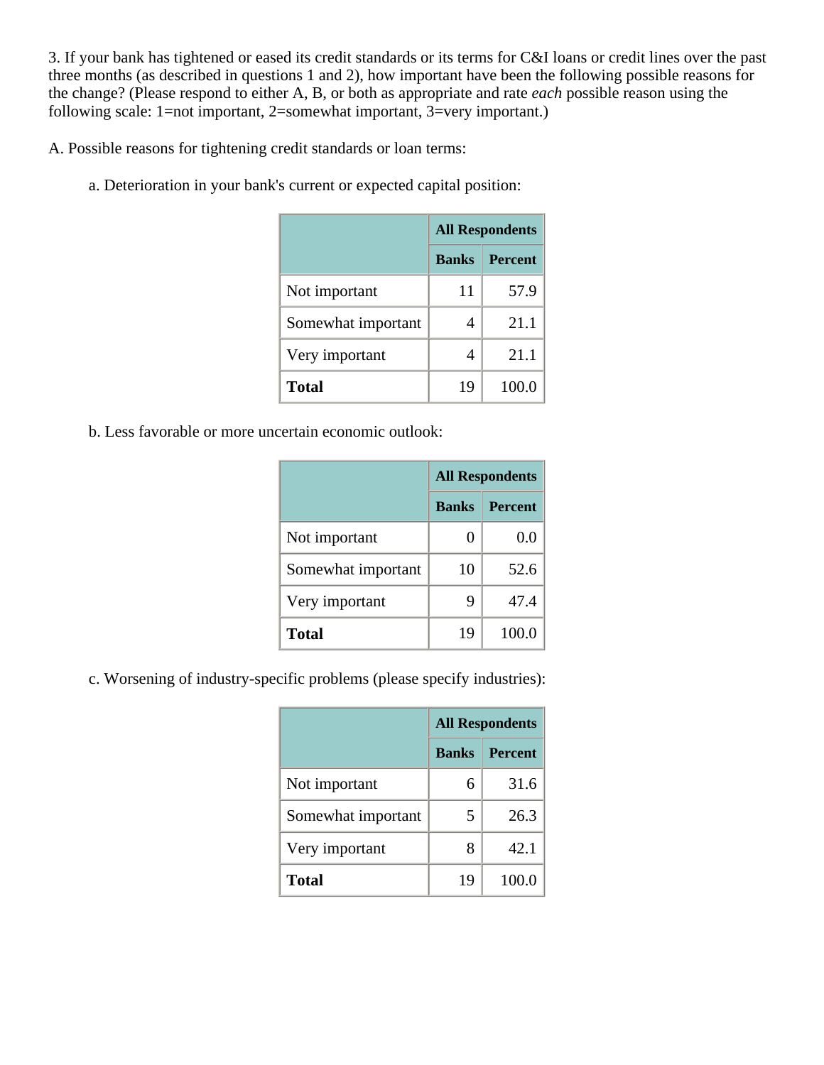3. If your bank has tightened or eased its credit standards or its terms for C&I loans or credit lines over the past three months (as described in questions 1 and 2), how important have been the following possible reasons for the change? (Please respond to either A, B, or both as appropriate and rate *each* possible reason using the following scale: 1=not important, 2=somewhat important, 3=very important.)

A. Possible reasons for tightening credit standards or loan terms:

a. Deterioration in your bank's current or expected capital position:

| | All Respondents | |
|---|---|---|
| | **Banks** | **Percent** |
| Not important | 11 | 57.9 |
| Somewhat important | 4 | 21.1 |
| Very important | 4 | 21.1 |
| **Total** | 19 | 100.0 |

b. Less favorable or more uncertain economic outlook:

| | All Respondents | |
|---|---|---|
| | **Banks** | **Percent** |
| Not important | 0 | 0.0 |
| Somewhat important | 10 | 52.6 |
| Very important | 9 | 47.4 |
| **Total** | 19 | 100.0 |

c. Worsening of industry-specific problems (please specify industries):

| | All Respondents | |
|---|---|---|
| | **Banks** | **Percent** |
| Not important | 6 | 31.6 |
| Somewhat important | 5 | 26.3 |
| Very important | 8 | 42.1 |
| **Total** | 19 | 100.0 |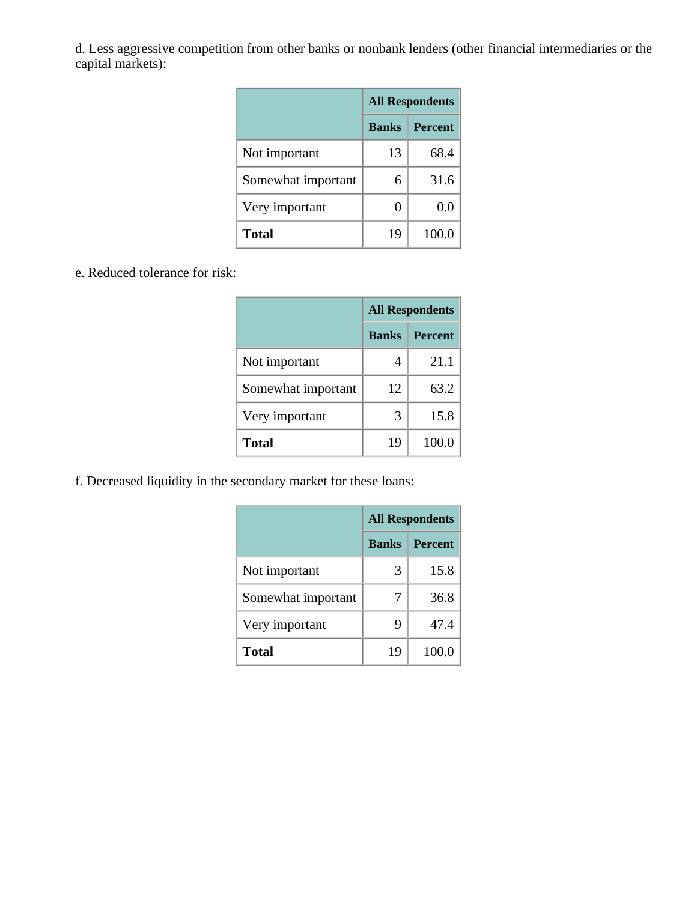d. Less aggressive competition from other banks or nonbank lenders (other financial intermediaries or the capital markets):

| | All Respondents | |
|---|---|---|
| | Banks | Percent |
| Not important | 13 | 68.4 |
| Somewhat important | 6 | 31.6 |
| Very important | 0 | 0.0 |
| **Total** | 19 | 100.0 |

e. Reduced tolerance for risk:

| | All Respondents | |
|---|---|---|
| | Banks | Percent |
| Not important | 4 | 21.1 |
| Somewhat important | 12 | 63.2 |
| Very important | 3 | 15.8 |
| **Total** | 19 | 100.0 |

f. Decreased liquidity in the secondary market for these loans:

| | All Respondents | |
|---|---|---|
| | Banks | Percent |
| Not important | 3 | 15.8 |
| Somewhat important | 7 | 36.8 |
| Very important | 9 | 47.4 |
| **Total** | 19 | 100.0 |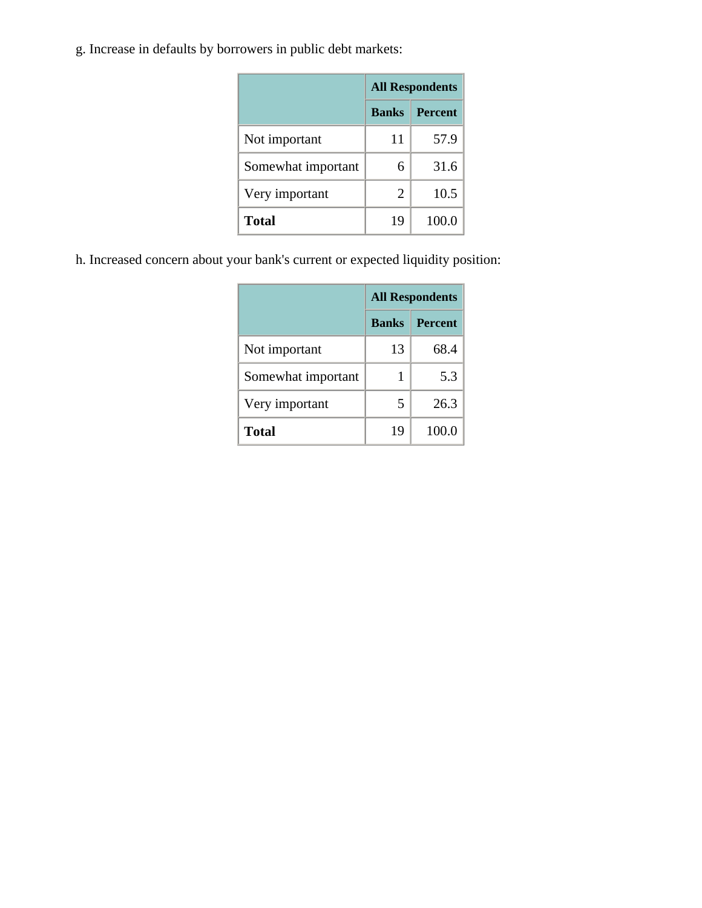g. Increase in defaults by borrowers in public debt markets:

| | All Respondents | |
|---|---|---|
| | **Banks** | **Percent** |
| Not important | 11 | 57.9 |
| Somewhat important | 6 | 31.6 |
| Very important | 2 | 10.5 |
| **Total** | 19 | 100.0 |

h. Increased concern about your bank's current or expected liquidity position:

| | All Respondents | |
|---|---|---|
| | **Banks** | **Percent** |
| Not important | 13 | 68.4 |
| Somewhat important | 1 | 5.3 |
| Very important | 5 | 26.3 |
| **Total** | 19 | 100.0 |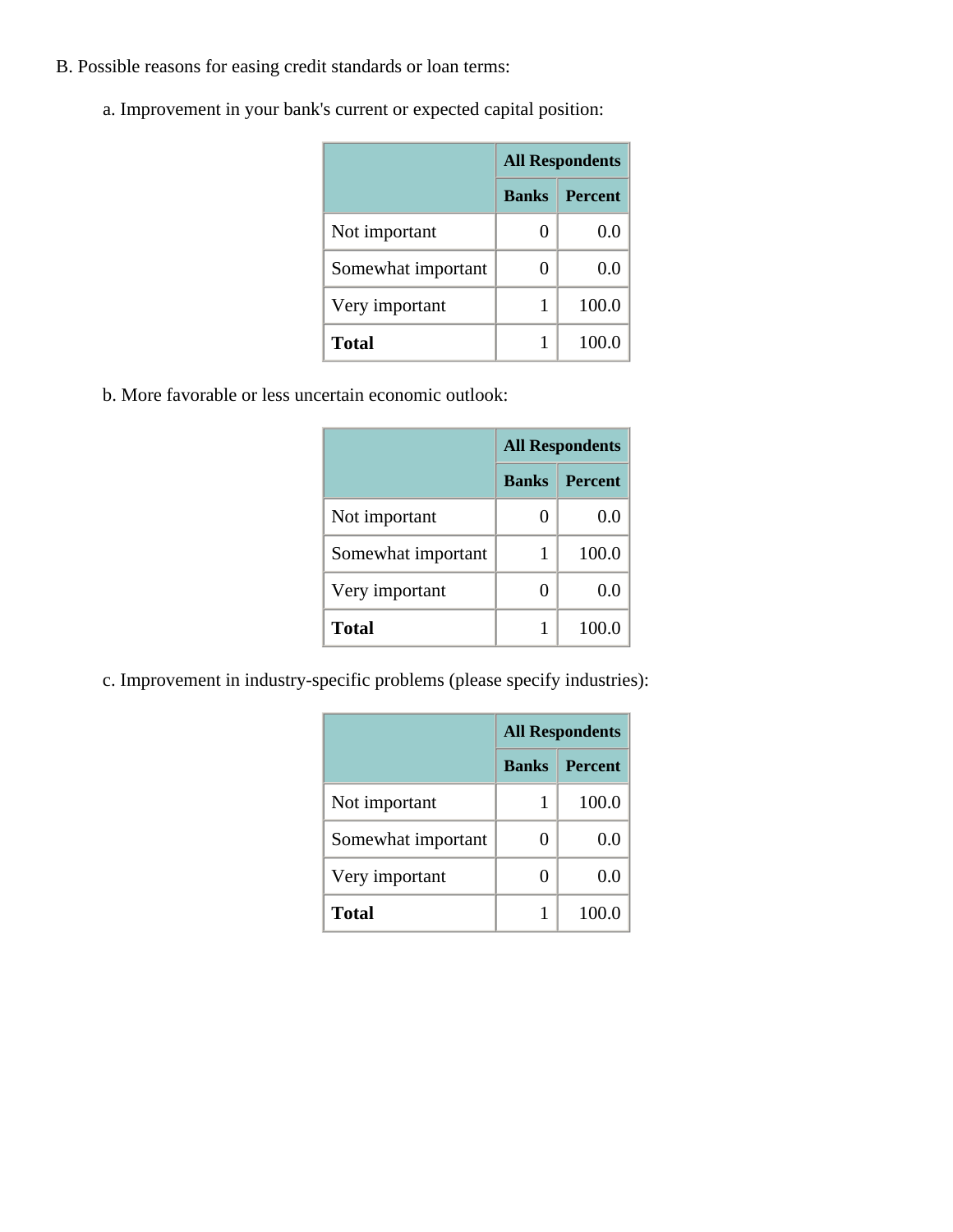B. Possible reasons for easing credit standards or loan terms:

a. Improvement in your bank's current or expected capital position:

| | All Respondents | |
|---|---|---|
| | **Banks** | **Percent** |
| Not important | 0 | 0.0 |
| Somewhat important | 0 | 0.0 |
| Very important | 1 | 100.0 |
| **Total** | 1 | 100.0 |

b. More favorable or less uncertain economic outlook:

| | All Respondents | |
|---|---|---|
| | **Banks** | **Percent** |
| Not important | 0 | 0.0 |
| Somewhat important | 1 | 100.0 |
| Very important | 0 | 0.0 |
| **Total** | 1 | 100.0 |

c. Improvement in industry-specific problems (please specify industries):

| | All Respondents | |
|---|---|---|
| | **Banks** | **Percent** |
| Not important | 1 | 100.0 |
| Somewhat important | 0 | 0.0 |
| Very important | 0 | 0.0 |
| **Total** | 1 | 100.0 |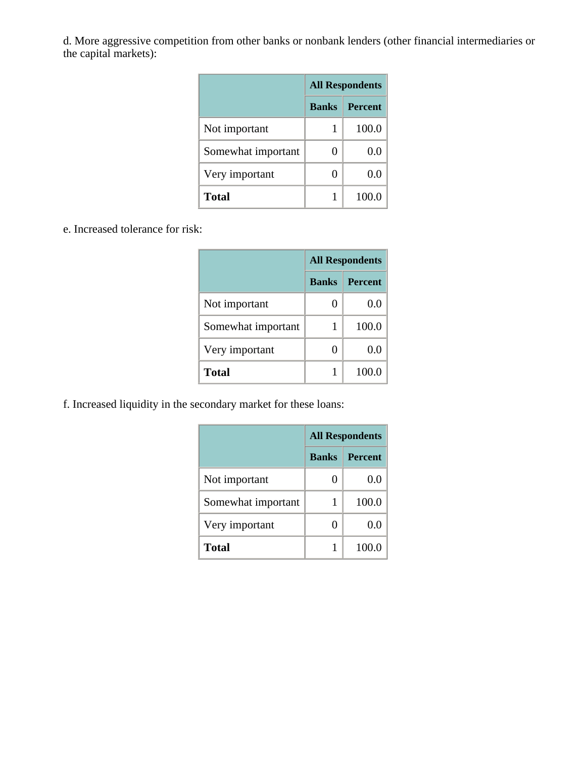d. More aggressive competition from other banks or nonbank lenders (other financial intermediaries or the capital markets):

| | All Respondents | |
|---|---|---|
| | Banks | Percent |
| Not important | 1 | 100.0 |
| Somewhat important | 0 | 0.0 |
| Very important | 0 | 0.0 |
| **Total** | 1 | 100.0 |

e. Increased tolerance for risk:

| | All Respondents | |
|---|---|---|
| | Banks | Percent |
| Not important | 0 | 0.0 |
| Somewhat important | 1 | 100.0 |
| Very important | 0 | 0.0 |
| **Total** | 1 | 100.0 |

f. Increased liquidity in the secondary market for these loans:

| | All Respondents | |
|---|---|---|
| | Banks | Percent |
| Not important | 0 | 0.0 |
| Somewhat important | 1 | 100.0 |
| Very important | 0 | 0.0 |
| **Total** | 1 | 100.0 |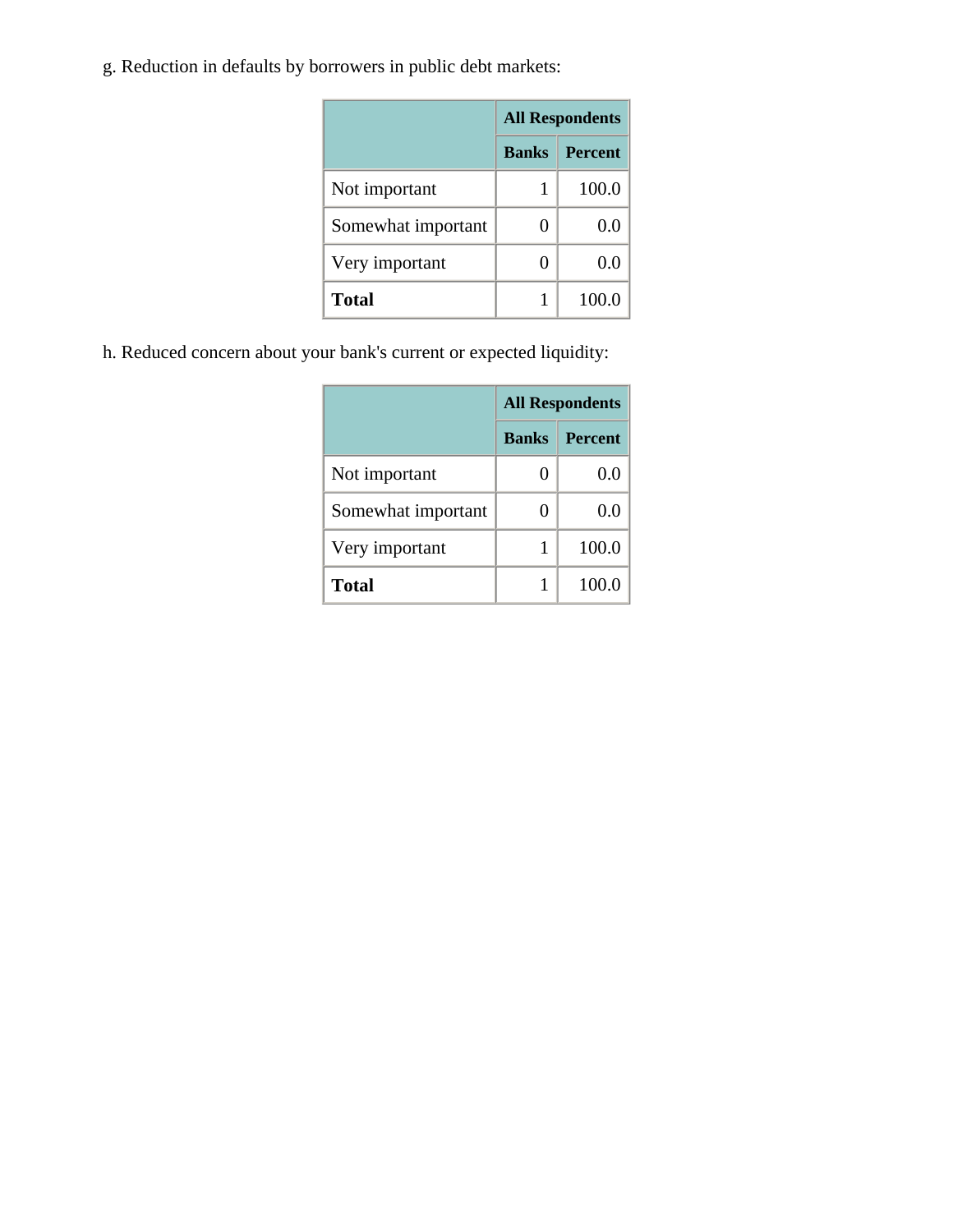g. Reduction in defaults by borrowers in public debt markets:

| | All Respondents | |
|---|---|---|
| | **Banks** | **Percent** |
| Not important | 1 | 100.0 |
| Somewhat important | 0 | 0.0 |
| Very important | 0 | 0.0 |
| **Total** | 1 | 100.0 |

h. Reduced concern about your bank's current or expected liquidity:

| | All Respondents | |
|---|---|---|
| | **Banks** | **Percent** |
| Not important | 0 | 0.0 |
| Somewhat important | 0 | 0.0 |
| Very important | 1 | 100.0 |
| **Total** | 1 | 100.0 |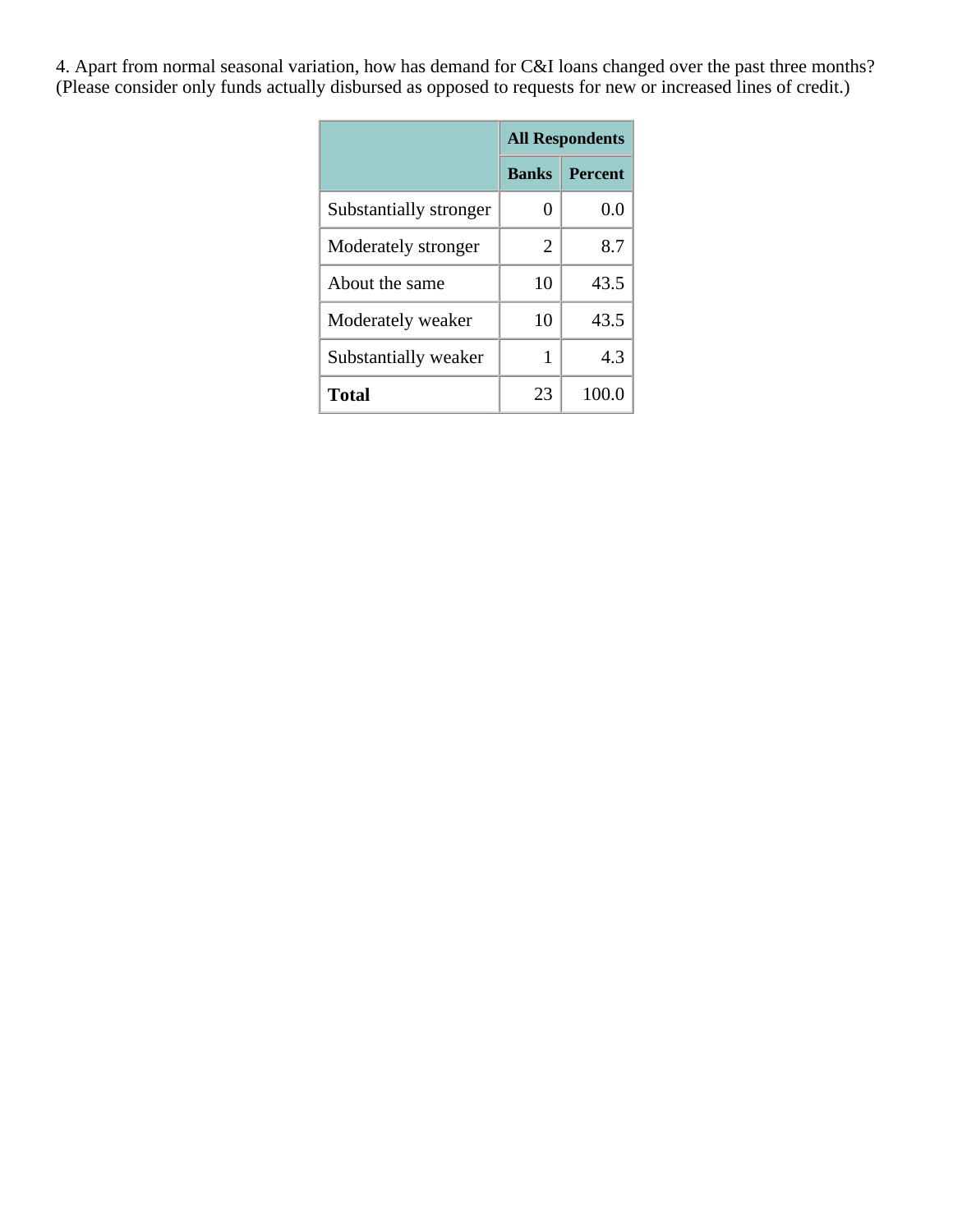4. Apart from normal seasonal variation, how has demand for C&I loans changed over the past three months? (Please consider only funds actually disbursed as opposed to requests for new or increased lines of credit.)

| | All Respondents | |
|---|---|---|
| | Banks | Percent |
| Substantially stronger | 0 | 0.0 |
| Moderately stronger | 2 | 8.7 |
| About the same | 10 | 43.5 |
| Moderately weaker | 10 | 43.5 |
| Substantially weaker | 1 | 4.3 |
| **Total** | 23 | 100.0 |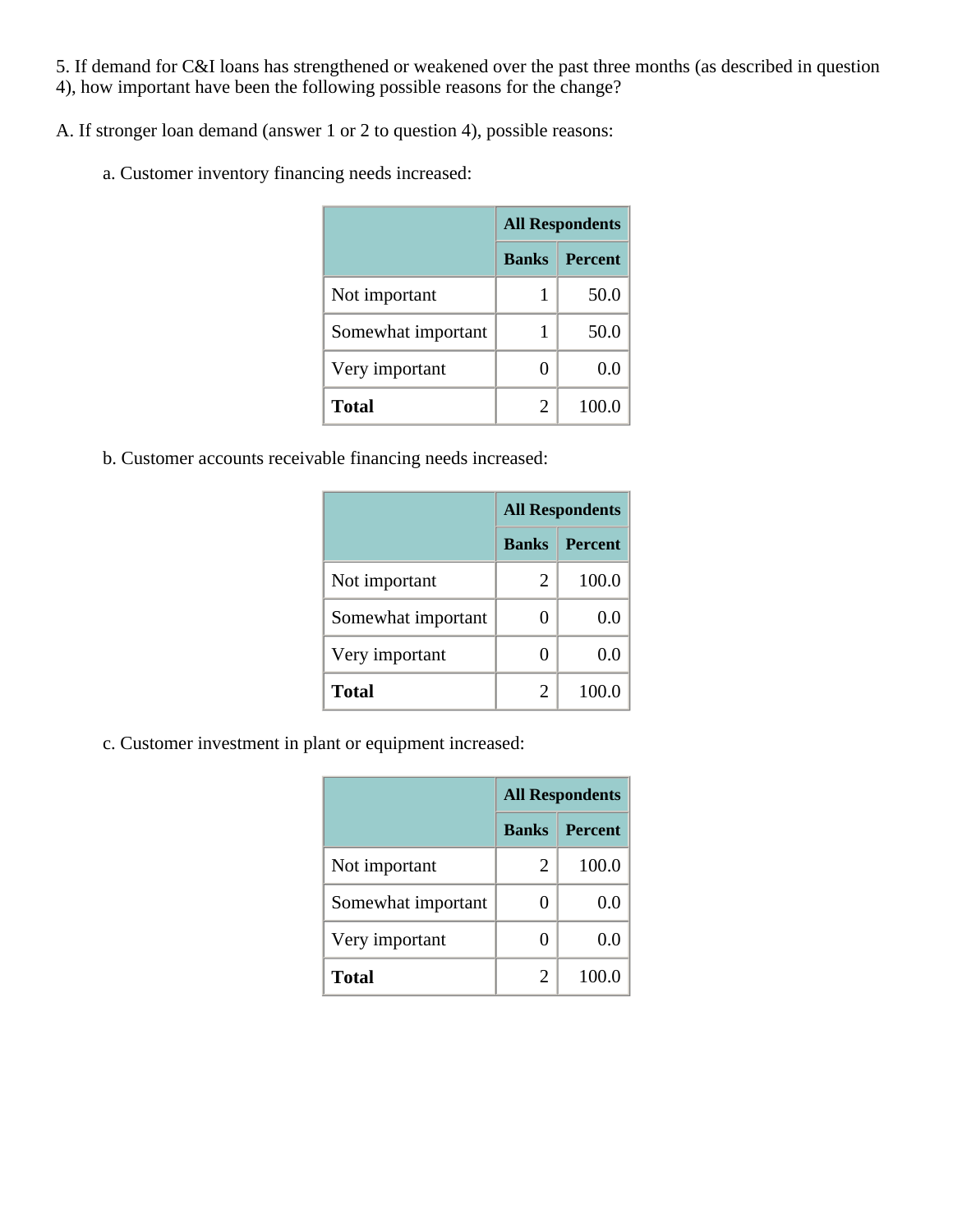5. If demand for C&I loans has strengthened or weakened over the past three months (as described in question 4), how important have been the following possible reasons for the change?

A. If stronger loan demand (answer 1 or 2 to question 4), possible reasons:

a. Customer inventory financing needs increased:

| | All Respondents | |
|---|---|---|
| | **Banks** | **Percent** |
| Not important | 1 | 50.0 |
| Somewhat important | 1 | 50.0 |
| Very important | 0 | 0.0 |
| **Total** | 2 | 100.0 |

b. Customer accounts receivable financing needs increased:

| | All Respondents | |
|---|---|---|
| | **Banks** | **Percent** |
| Not important | 2 | 100.0 |
| Somewhat important | 0 | 0.0 |
| Very important | 0 | 0.0 |
| **Total** | 2 | 100.0 |

c. Customer investment in plant or equipment increased:

| | All Respondents | |
|---|---|---|
| | **Banks** | **Percent** |
| Not important | 2 | 100.0 |
| Somewhat important | 0 | 0.0 |
| Very important | 0 | 0.0 |
| **Total** | 2 | 100.0 |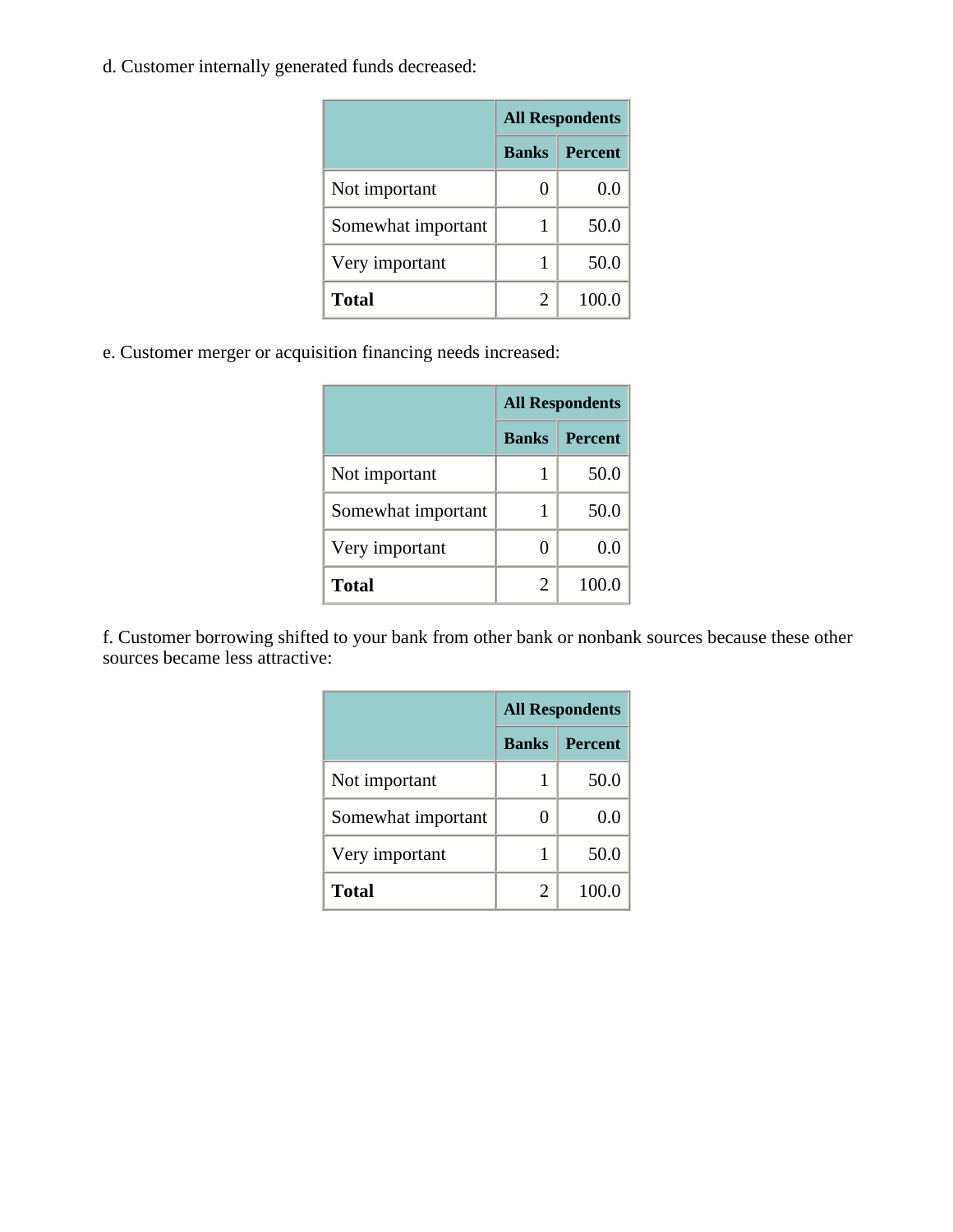d. Customer internally generated funds decreased:

| | All Respondents | |
|---|---|---|
| | Banks | Percent |
| Not important | 0 | 0.0 |
| Somewhat important | 1 | 50.0 |
| Very important | 1 | 50.0 |
| **Total** | 2 | 100.0 |

e. Customer merger or acquisition financing needs increased:

| | All Respondents | |
|---|---|---|
| | Banks | Percent |
| Not important | 1 | 50.0 |
| Somewhat important | 1 | 50.0 |
| Very important | 0 | 0.0 |
| **Total** | 2 | 100.0 |

f. Customer borrowing shifted to your bank from other bank or nonbank sources because these other sources became less attractive:

| | All Respondents | |
|---|---|---|
| | Banks | Percent |
| Not important | 1 | 50.0 |
| Somewhat important | 0 | 0.0 |
| Very important | 1 | 50.0 |
| **Total** | 2 | 100.0 |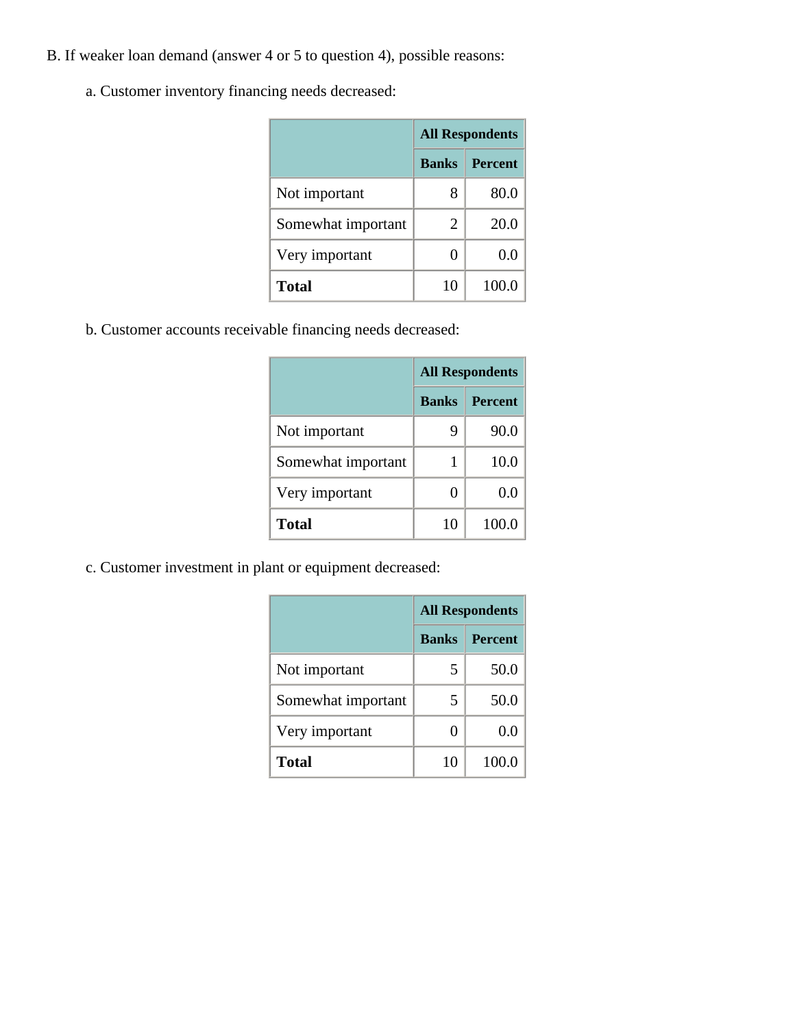B. If weaker loan demand (answer 4 or 5 to question 4), possible reasons:

a. Customer inventory financing needs decreased:

| | All Respondents | |
|---|---|---|
| | Banks | Percent |
| Not important | 8 | 80.0 |
| Somewhat important | 2 | 20.0 |
| Very important | 0 | 0.0 |
| **Total** | 10 | 100.0 |

b. Customer accounts receivable financing needs decreased:

| | All Respondents | |
|---|---|---|
| | Banks | Percent |
| Not important | 9 | 90.0 |
| Somewhat important | 1 | 10.0 |
| Very important | 0 | 0.0 |
| **Total** | 10 | 100.0 |

c. Customer investment in plant or equipment decreased:

| | All Respondents | |
|---|---|---|
| | Banks | Percent |
| Not important | 5 | 50.0 |
| Somewhat important | 5 | 50.0 |
| Very important | 0 | 0.0 |
| **Total** | 10 | 100.0 |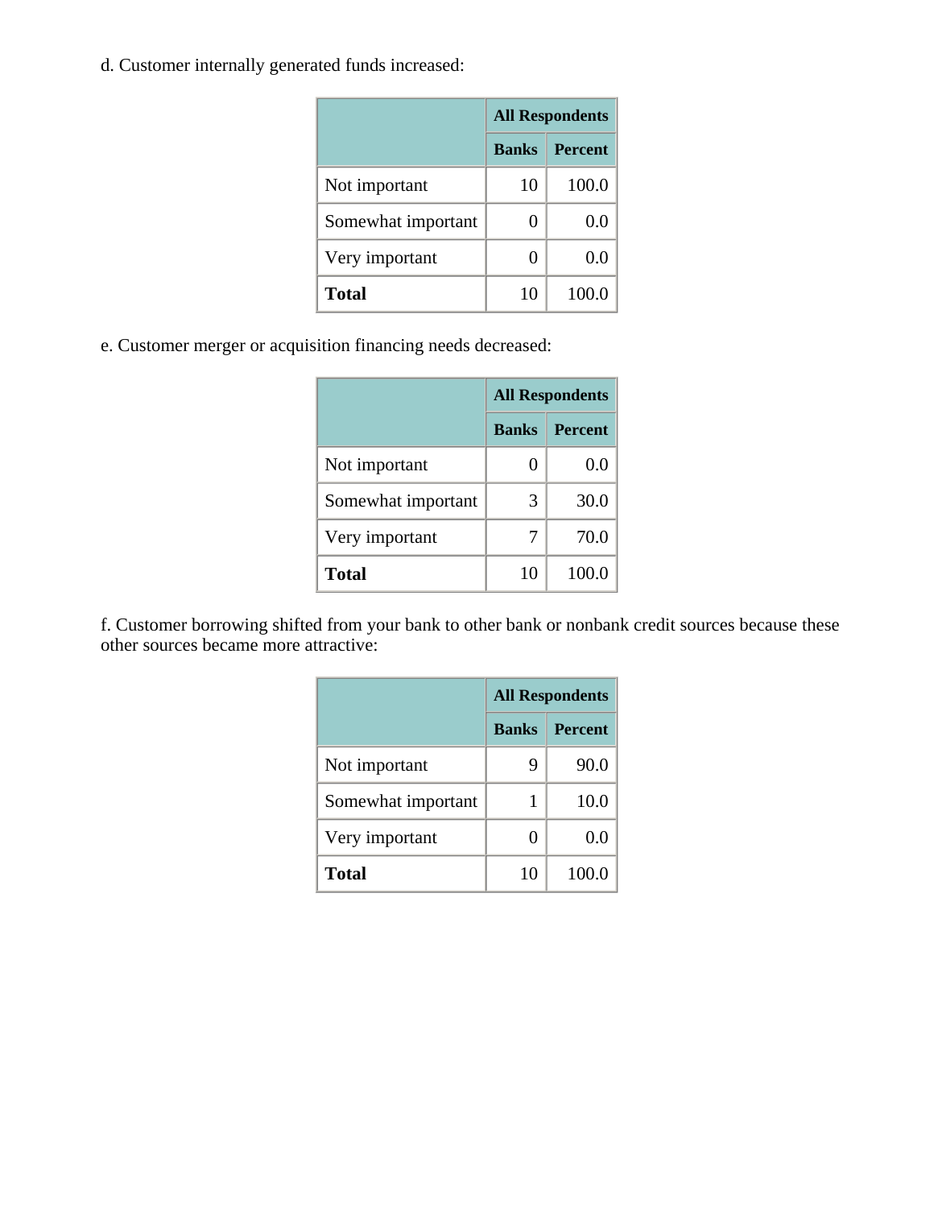d. Customer internally generated funds increased:

| | All Respondents | |
|---|---|---|
| | Banks | Percent |
| Not important | 10 | 100.0 |
| Somewhat important | 0 | 0.0 |
| Very important | 0 | 0.0 |
| **Total** | 10 | 100.0 |

e. Customer merger or acquisition financing needs decreased:

| | All Respondents | |
|---|---|---|
| | Banks | Percent |
| Not important | 0 | 0.0 |
| Somewhat important | 3 | 30.0 |
| Very important | 7 | 70.0 |
| **Total** | 10 | 100.0 |

f. Customer borrowing shifted from your bank to other bank or nonbank credit sources because these other sources became more attractive:

| | All Respondents | |
|---|---|---|
| | Banks | Percent |
| Not important | 9 | 90.0 |
| Somewhat important | 1 | 10.0 |
| Very important | 0 | 0.0 |
| **Total** | 10 | 100.0 |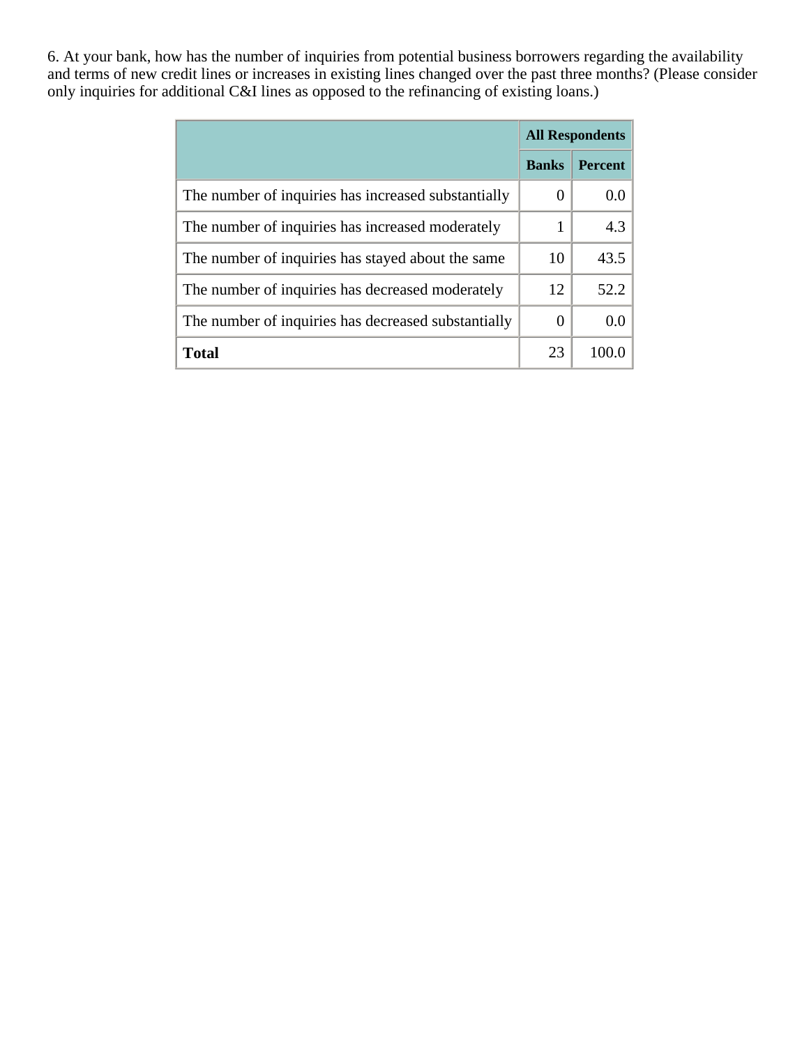6. At your bank, how has the number of inquiries from potential business borrowers regarding the availability and terms of new credit lines or increases in existing lines changed over the past three months? (Please consider only inquiries for additional C&I lines as opposed to the refinancing of existing loans.)

| | All Respondents | |
|---|---|---|
| | **Banks** | **Percent** |
| The number of inquiries has increased substantially | 0 | 0.0 |
| The number of inquiries has increased moderately | 1 | 4.3 |
| The number of inquiries has stayed about the same | 10 | 43.5 |
| The number of inquiries has decreased moderately | 12 | 52.2 |
| The number of inquiries has decreased substantially | 0 | 0.0 |
| **Total** | 23 | 100.0 |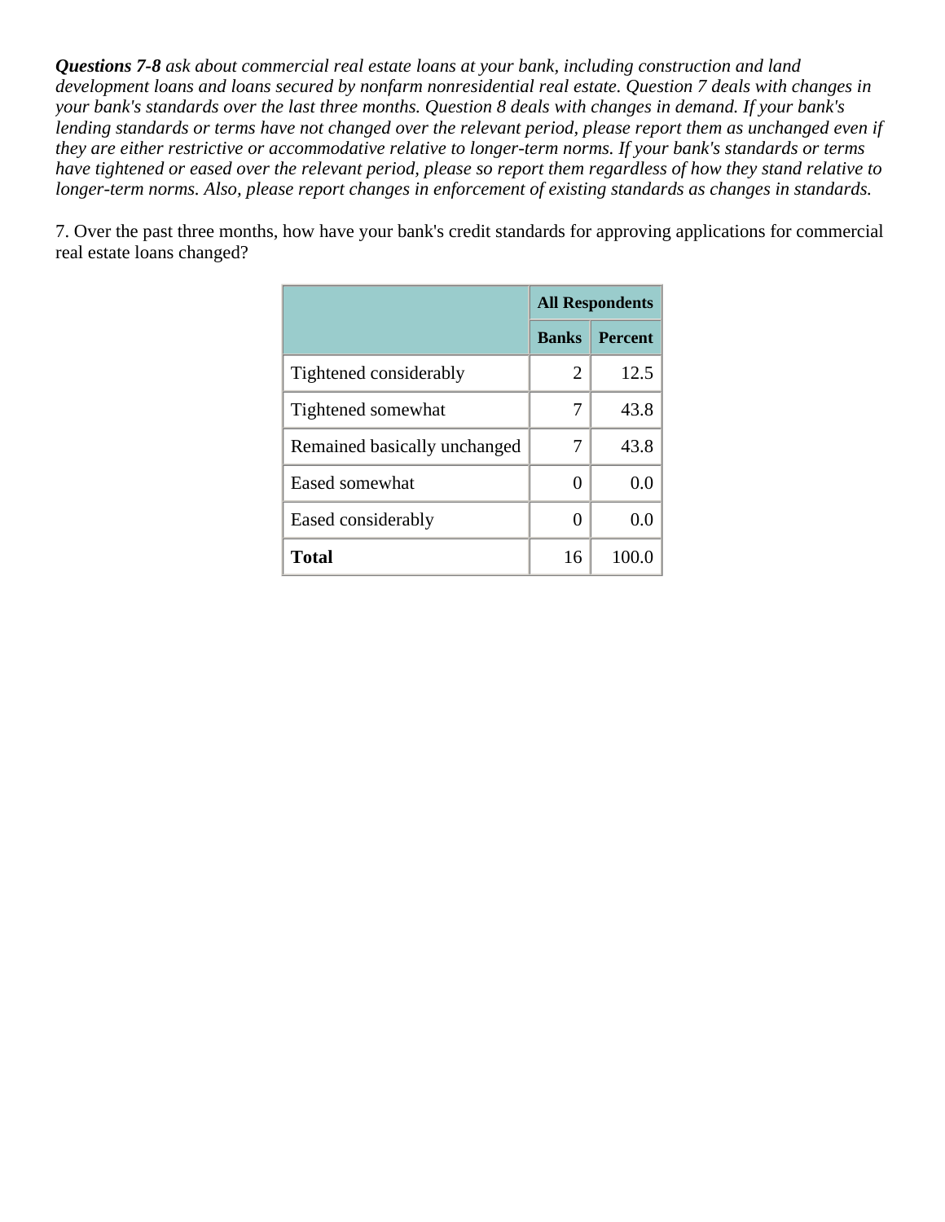***Questions 7-8*** *ask about commercial real estate loans at your bank, including construction and land development loans and loans secured by nonfarm nonresidential real estate. Question 7 deals with changes in your bank's standards over the last three months. Question 8 deals with changes in demand. If your bank's lending standards or terms have not changed over the relevant period, please report them as unchanged even if they are either restrictive or accommodative relative to longer-term norms. If your bank's standards or terms have tightened or eased over the relevant period, please so report them regardless of how they stand relative to longer-term norms. Also, please report changes in enforcement of existing standards as changes in standards.*

7. Over the past three months, how have your bank's credit standards for approving applications for commercial real estate loans changed?

| | **All Respondents** | |
|---|---|---|
| | **Banks** | **Percent** |
| Tightened considerably | 2 | 12.5 |
| Tightened somewhat | 7 | 43.8 |
| Remained basically unchanged | 7 | 43.8 |
| Eased somewhat | 0 | 0.0 |
| Eased considerably | 0 | 0.0 |
| **Total** | 16 | 100.0 |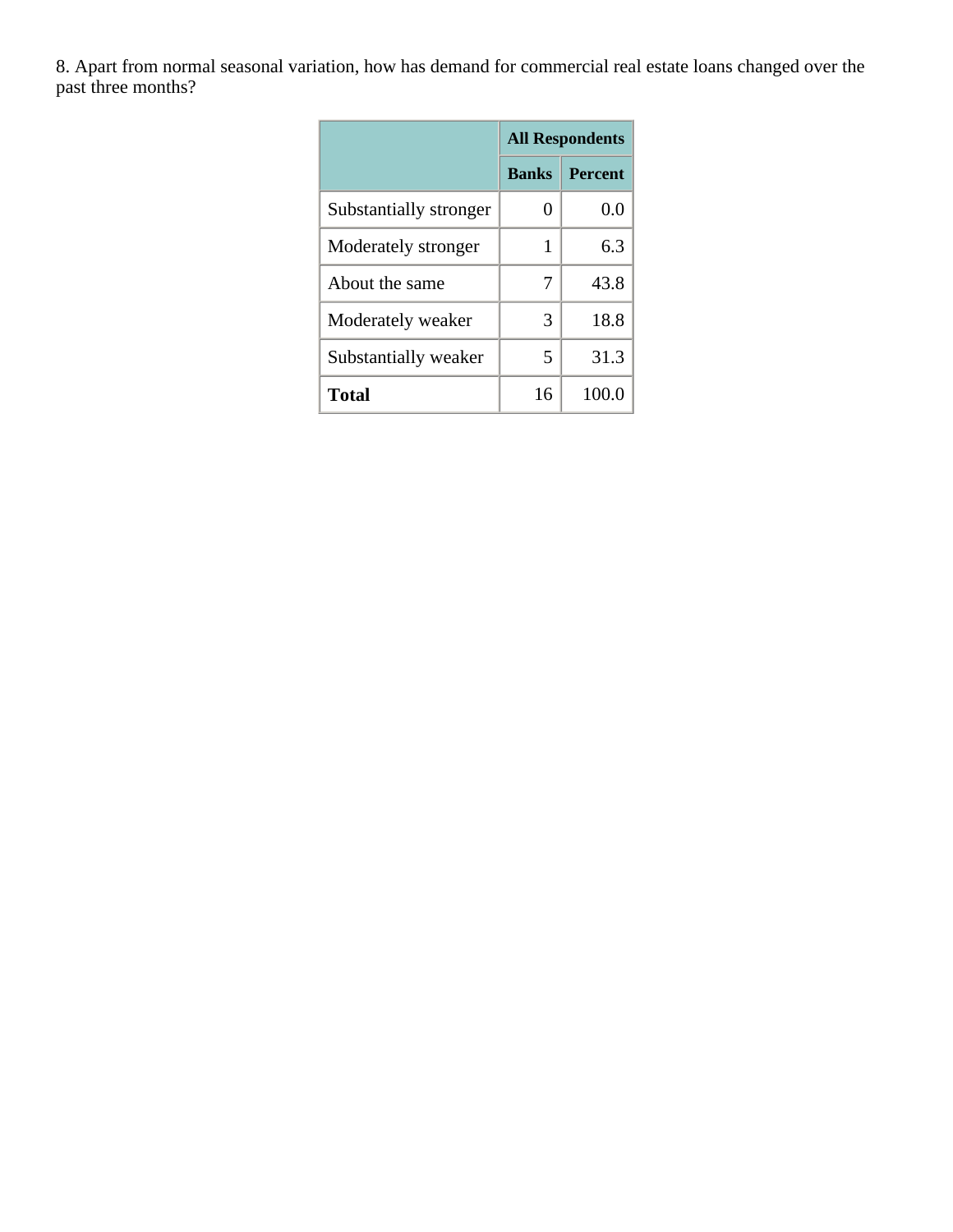8. Apart from normal seasonal variation, how has demand for commercial real estate loans changed over the past three months?

| | All Respondents | |
|---|---|---|
| | Banks | Percent |
| Substantially stronger | 0 | 0.0 |
| Moderately stronger | 1 | 6.3 |
| About the same | 7 | 43.8 |
| Moderately weaker | 3 | 18.8 |
| Substantially weaker | 5 | 31.3 |
| **Total** | 16 | 100.0 |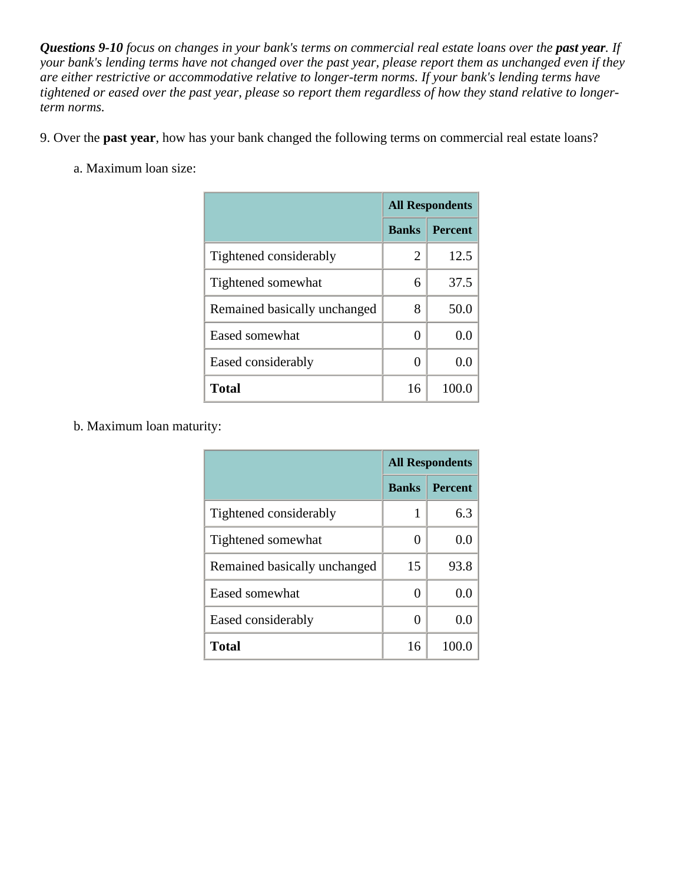***Questions 9-10*** *focus on changes in your bank's terms on commercial real estate loans over the* ***past year****. If your bank's lending terms have not changed over the past year, please report them as unchanged even if they are either restrictive or accommodative relative to longer-term norms. If your bank's lending terms have tightened or eased over the past year, please so report them regardless of how they stand relative to longer-term norms.*

9. Over the **past year**, how has your bank changed the following terms on commercial real estate loans?

a. Maximum loan size:

| | All Respondents | |
|---|---|---|
| | **Banks** | **Percent** |
| Tightened considerably | 2 | 12.5 |
| Tightened somewhat | 6 | 37.5 |
| Remained basically unchanged | 8 | 50.0 |
| Eased somewhat | 0 | 0.0 |
| Eased considerably | 0 | 0.0 |
| **Total** | 16 | 100.0 |

b. Maximum loan maturity:

| | All Respondents | |
|---|---|---|
| | **Banks** | **Percent** |
| Tightened considerably | 1 | 6.3 |
| Tightened somewhat | 0 | 0.0 |
| Remained basically unchanged | 15 | 93.8 |
| Eased somewhat | 0 | 0.0 |
| Eased considerably | 0 | 0.0 |
| **Total** | 16 | 100.0 |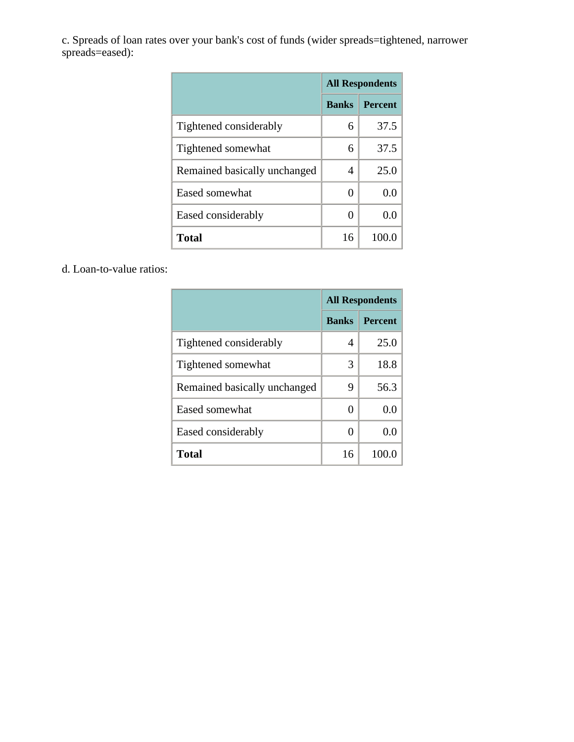c. Spreads of loan rates over your bank's cost of funds (wider spreads=tightened, narrower spreads=eased):

| | All Respondents | |
|---|---|---|
| | **Banks** | **Percent** |
| Tightened considerably | 6 | 37.5 |
| Tightened somewhat | 6 | 37.5 |
| Remained basically unchanged | 4 | 25.0 |
| Eased somewhat | 0 | 0.0 |
| Eased considerably | 0 | 0.0 |
| **Total** | 16 | 100.0 |

d. Loan-to-value ratios:

| | All Respondents | |
|---|---|---|
| | **Banks** | **Percent** |
| Tightened considerably | 4 | 25.0 |
| Tightened somewhat | 3 | 18.8 |
| Remained basically unchanged | 9 | 56.3 |
| Eased somewhat | 0 | 0.0 |
| Eased considerably | 0 | 0.0 |
| **Total** | 16 | 100.0 |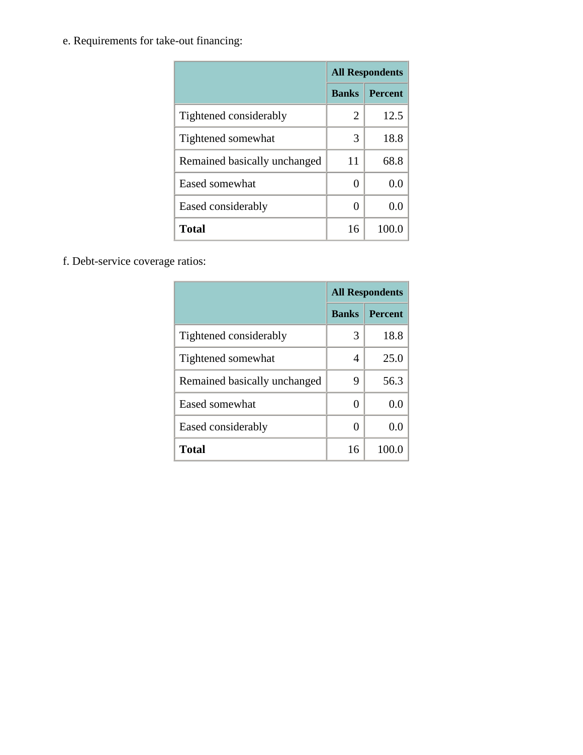e. Requirements for take-out financing:

| | All Respondents | |
|---|---|---|
| | Banks | Percent |
| Tightened considerably | 2 | 12.5 |
| Tightened somewhat | 3 | 18.8 |
| Remained basically unchanged | 11 | 68.8 |
| Eased somewhat | 0 | 0.0 |
| Eased considerably | 0 | 0.0 |
| **Total** | 16 | 100.0 |

f. Debt-service coverage ratios:

| | All Respondents | |
|---|---|---|
| | Banks | Percent |
| Tightened considerably | 3 | 18.8 |
| Tightened somewhat | 4 | 25.0 |
| Remained basically unchanged | 9 | 56.3 |
| Eased somewhat | 0 | 0.0 |
| Eased considerably | 0 | 0.0 |
| **Total** | 16 | 100.0 |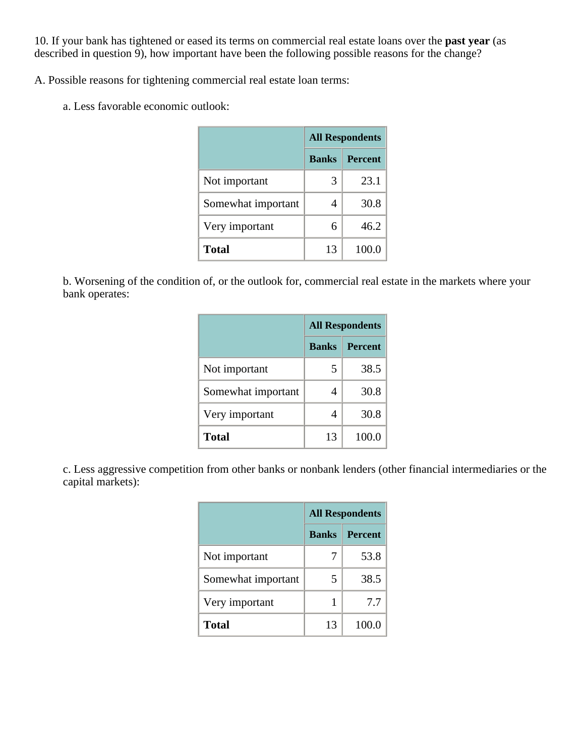10. If your bank has tightened or eased its terms on commercial real estate loans over the **past year** (as described in question 9), how important have been the following possible reasons for the change?

A. Possible reasons for tightening commercial real estate loan terms:

a. Less favorable economic outlook:

| | All Respondents | |
|---|---|---|
| | **Banks** | **Percent** |
| Not important | 3 | 23.1 |
| Somewhat important | 4 | 30.8 |
| Very important | 6 | 46.2 |
| **Total** | 13 | 100.0 |

b. Worsening of the condition of, or the outlook for, commercial real estate in the markets where your bank operates:

| | All Respondents | |
|---|---|---|
| | **Banks** | **Percent** |
| Not important | 5 | 38.5 |
| Somewhat important | 4 | 30.8 |
| Very important | 4 | 30.8 |
| **Total** | 13 | 100.0 |

c. Less aggressive competition from other banks or nonbank lenders (other financial intermediaries or the capital markets):

| | All Respondents | |
|---|---|---|
| | **Banks** | **Percent** |
| Not important | 7 | 53.8 |
| Somewhat important | 5 | 38.5 |
| Very important | 1 | 7.7 |
| **Total** | 13 | 100.0 |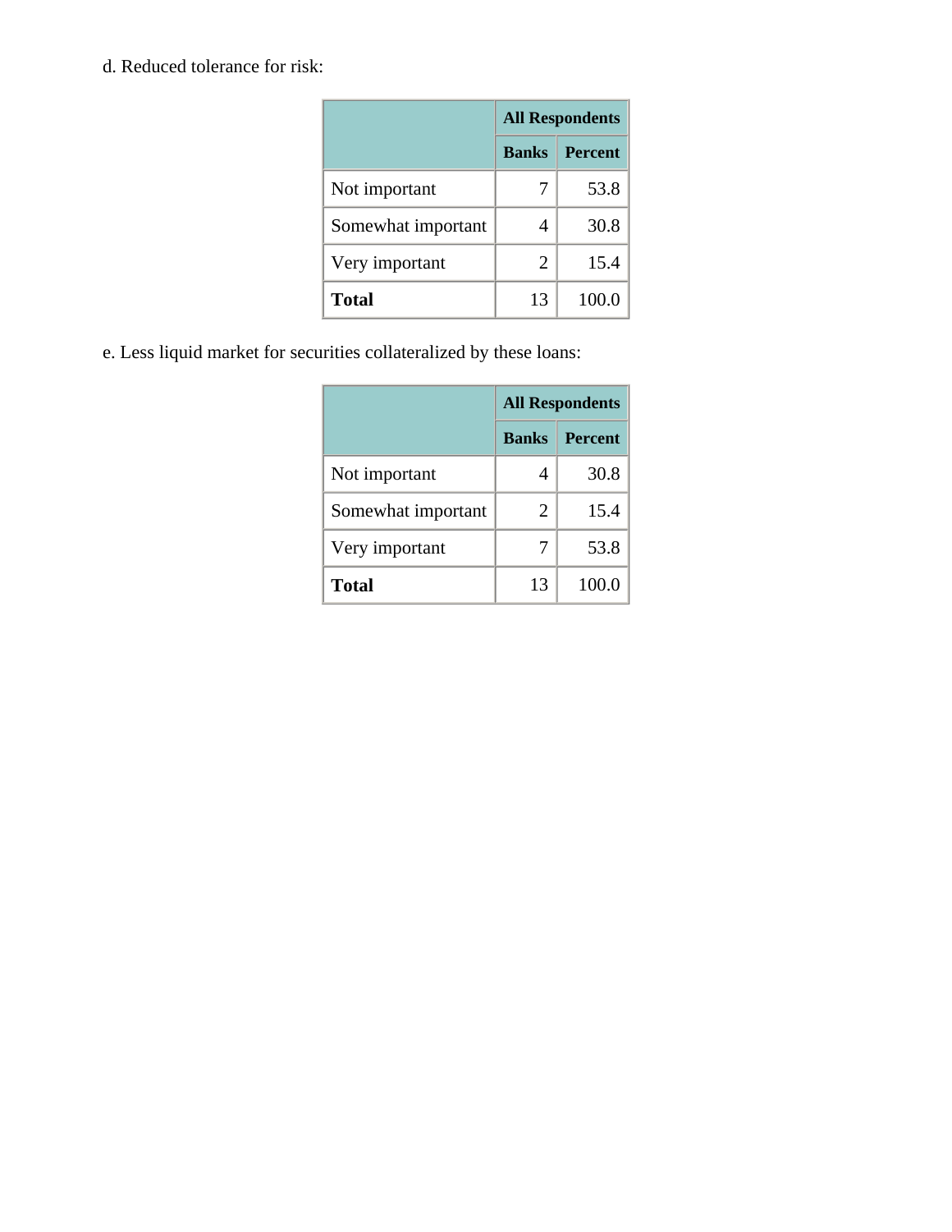d. Reduced tolerance for risk:

| | All Respondents | |
|---|---|---|
| | **Banks** | **Percent** |
| Not important | 7 | 53.8 |
| Somewhat important | 4 | 30.8 |
| Very important | 2 | 15.4 |
| **Total** | 13 | 100.0 |

e. Less liquid market for securities collateralized by these loans:

| | All Respondents | |
|---|---|---|
| | **Banks** | **Percent** |
| Not important | 4 | 30.8 |
| Somewhat important | 2 | 15.4 |
| Very important | 7 | 53.8 |
| **Total** | 13 | 100.0 |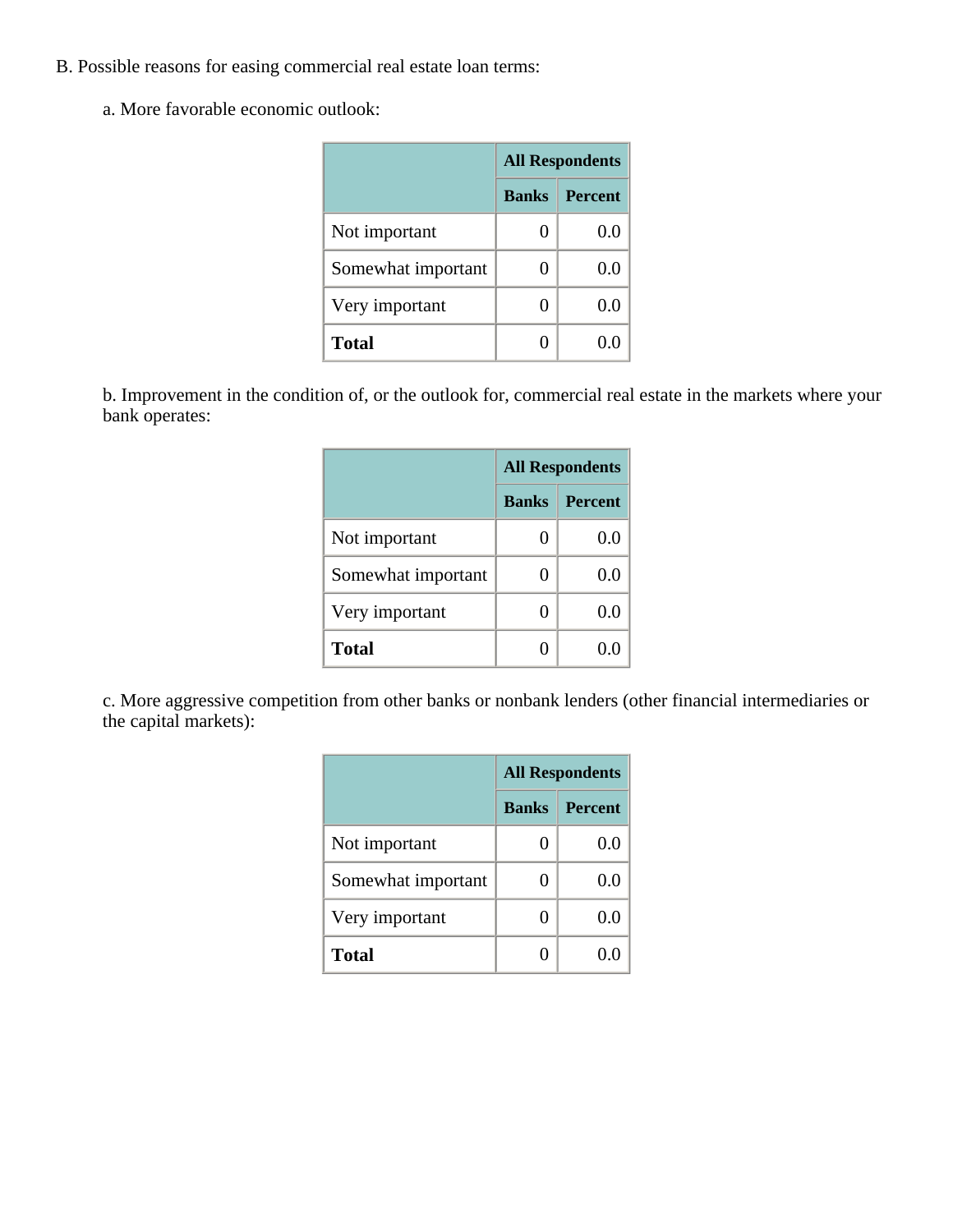B. Possible reasons for easing commercial real estate loan terms:

a. More favorable economic outlook:

| | All Respondents | |
|---|---|---|
| | Banks | Percent |
| Not important | 0 | 0.0 |
| Somewhat important | 0 | 0.0 |
| Very important | 0 | 0.0 |
| **Total** | 0 | 0.0 |

b. Improvement in the condition of, or the outlook for, commercial real estate in the markets where your bank operates:

| | All Respondents | |
|---|---|---|
| | Banks | Percent |
| Not important | 0 | 0.0 |
| Somewhat important | 0 | 0.0 |
| Very important | 0 | 0.0 |
| **Total** | 0 | 0.0 |

c. More aggressive competition from other banks or nonbank lenders (other financial intermediaries or the capital markets):

| | All Respondents | |
|---|---|---|
| | Banks | Percent |
| Not important | 0 | 0.0 |
| Somewhat important | 0 | 0.0 |
| Very important | 0 | 0.0 |
| **Total** | 0 | 0.0 |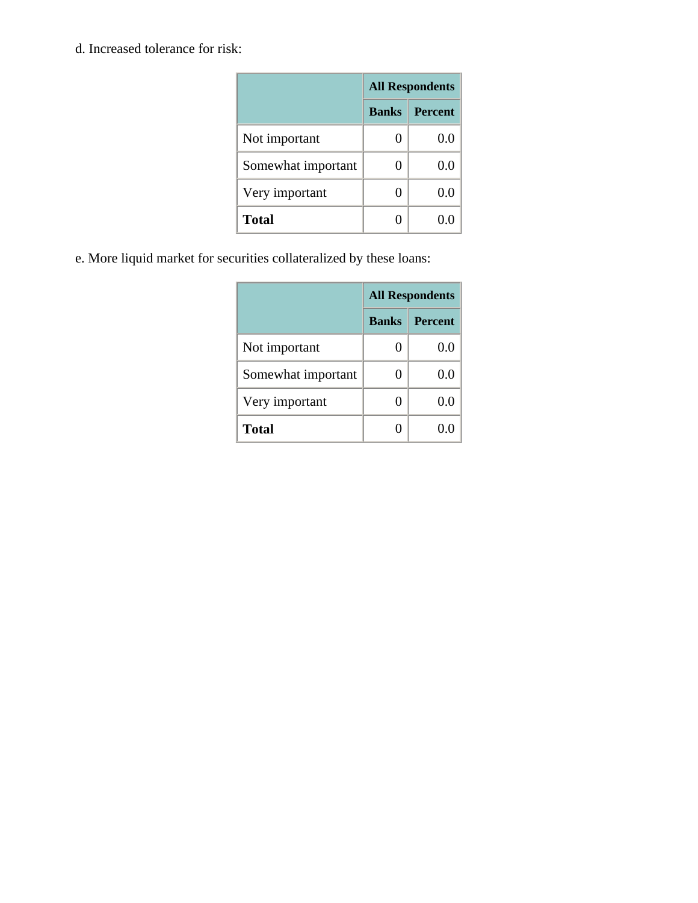d. Increased tolerance for risk:

| | All Respondents | |
|---|---|---|
| | Banks | Percent |
| Not important | 0 | 0.0 |
| Somewhat important | 0 | 0.0 |
| Very important | 0 | 0.0 |
| **Total** | 0 | 0.0 |

e. More liquid market for securities collateralized by these loans:

| | All Respondents | |
|---|---|---|
| | Banks | Percent |
| Not important | 0 | 0.0 |
| Somewhat important | 0 | 0.0 |
| Very important | 0 | 0.0 |
| **Total** | 0 | 0.0 |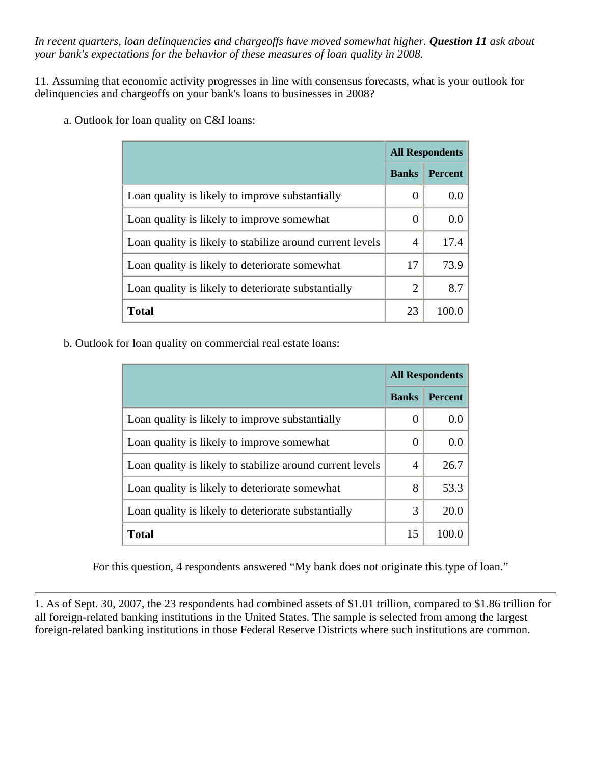*In recent quarters, loan delinquencies and chargeoffs have moved somewhat higher.* ***Question 11*** *ask about your bank's expectations for the behavior of these measures of loan quality in 2008.*

11. Assuming that economic activity progresses in line with consensus forecasts, what is your outlook for delinquencies and chargeoffs on your bank's loans to businesses in 2008?

a. Outlook for loan quality on C&I loans:

| | All Respondents | |
|---|---|---|
| | **Banks** | **Percent** |
| Loan quality is likely to improve substantially | 0 | 0.0 |
| Loan quality is likely to improve somewhat | 0 | 0.0 |
| Loan quality is likely to stabilize around current levels | 4 | 17.4 |
| Loan quality is likely to deteriorate somewhat | 17 | 73.9 |
| Loan quality is likely to deteriorate substantially | 2 | 8.7 |
| **Total** | 23 | 100.0 |

b. Outlook for loan quality on commercial real estate loans:

| | All Respondents | |
|---|---|---|
| | **Banks** | **Percent** |
| Loan quality is likely to improve substantially | 0 | 0.0 |
| Loan quality is likely to improve somewhat | 0 | 0.0 |
| Loan quality is likely to stabilize around current levels | 4 | 26.7 |
| Loan quality is likely to deteriorate somewhat | 8 | 53.3 |
| Loan quality is likely to deteriorate substantially | 3 | 20.0 |
| **Total** | 15 | 100.0 |

For this question, 4 respondents answered “My bank does not originate this type of loan.”

---

1. As of Sept. 30, 2007, the 23 respondents had combined assets of $1.01 trillion, compared to $1.86 trillion for all foreign-related banking institutions in the United States. The sample is selected from among the largest foreign-related banking institutions in those Federal Reserve Districts where such institutions are common.